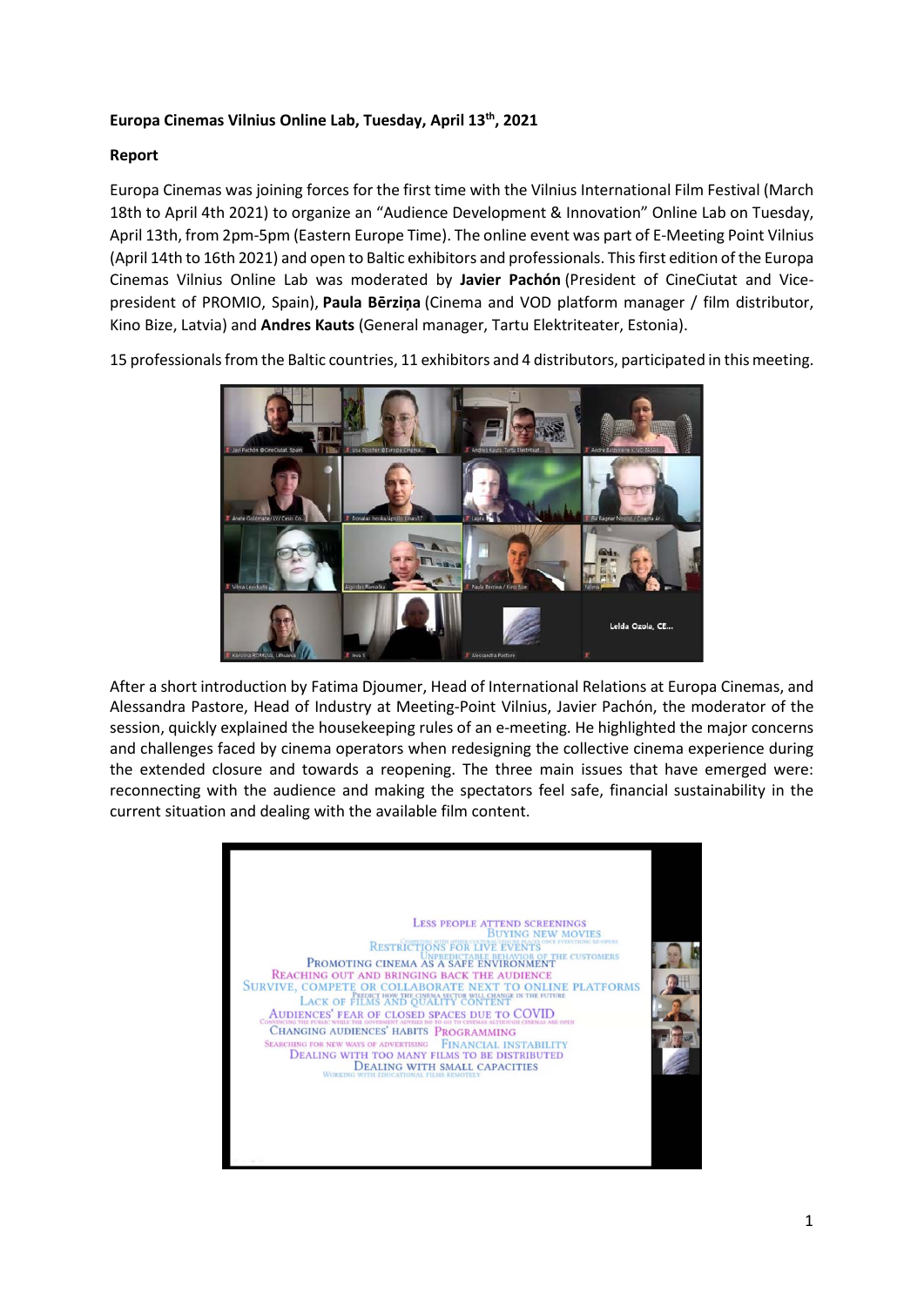**Europa Cinemas Vilnius Online Lab, Tuesday, April 13th, 2021**

**Report**

Europa Cinemas was joining forces for the first time with the Vilnius International Film Festival (March 18th to April 4th 2021) to organize an "Audience Development & Innovation" Online Lab on Tuesday, April 13th, from 2pm-5pm (Eastern Europe Time). The online event was part of E-Meeting Point Vilnius (April 14th to 16th 2021) and open to Baltic exhibitors and professionals. This first edition of the Europa Cinemas Vilnius Online Lab was moderated by **Javier Pachón** (President of CineCiutat and Vice-president of PROMIO, Spain), **Paula Bērziņa** (Cinema and VOD platform manager / film distributor, Kino Bize, Latvia) and **Andres Kauts** (General manager, Tartu Elektriteater, Estonia).

15 professionals from the Baltic countries, 11 exhibitors and 4 distributors, participated in this meeting.

After a short introduction by Fatima Djoumer, Head of International Relations at Europa Cinemas, and Alessandra Pastore, Head of Industry at Meeting-Point Vilnius, Javier Pachón, the moderator of the session, quickly explained the housekeeping rules of an e-meeting. He highlighted the major concerns and challenges faced by cinema operators when redesigning the collective cinema experience during the extended closure and towards a reopening. The three main issues that have emerged were: reconnecting with the audience and making the spectators feel safe, financial sustainability in the current situation and dealing with the available film content.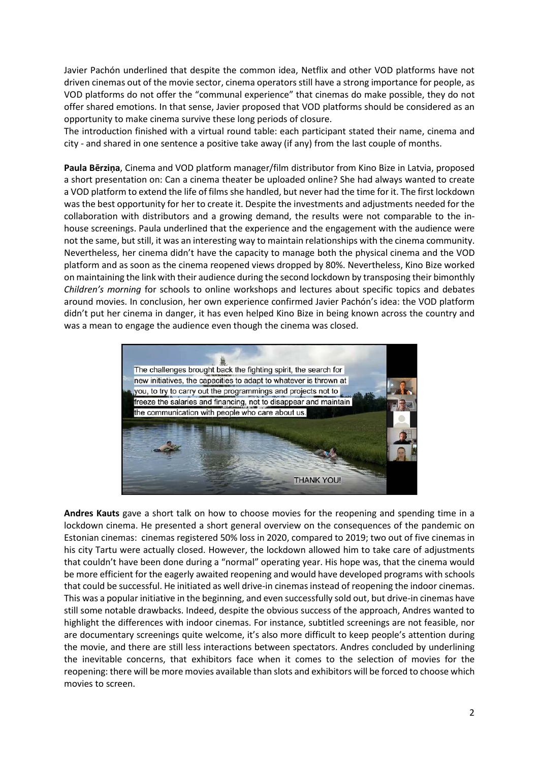Javier Pachón underlined that despite the common idea, Netflix and other VOD platforms have not driven cinemas out of the movie sector, cinema operators still have a strong importance for people, as VOD platforms do not offer the "communal experience" that cinemas do make possible, they do not offer shared emotions. In that sense, Javier proposed that VOD platforms should be considered as an opportunity to make cinema survive these long periods of closure.
The introduction finished with a virtual round table: each participant stated their name, cinema and city - and shared in one sentence a positive take away (if any) from the last couple of months.

**Paula Bērziņa**, Cinema and VOD platform manager/film distributor from Kino Bize in Latvia, proposed a short presentation on: Can a cinema theater be uploaded online? She had always wanted to create a VOD platform to extend the life of films she handled, but never had the time for it. The first lockdown was the best opportunity for her to create it. Despite the investments and adjustments needed for the collaboration with distributors and a growing demand, the results were not comparable to the in-house screenings. Paula underlined that the experience and the engagement with the audience were not the same, but still, it was an interesting way to maintain relationships with the cinema community. Nevertheless, her cinema didn't have the capacity to manage both the physical cinema and the VOD platform and as soon as the cinema reopened views dropped by 80%. Nevertheless, Kino Bize worked on maintaining the link with their audience during the second lockdown by transposing their bimonthly *Children's morning* for schools to online workshops and lectures about specific topics and debates around movies. In conclusion, her own experience confirmed Javier Pachón's idea: the VOD platform didn't put her cinema in danger, it has even helped Kino Bize in being known across the country and was a mean to engage the audience even though the cinema was closed.

**Andres Kauts** gave a short talk on how to choose movies for the reopening and spending time in a lockdown cinema. He presented a short general overview on the consequences of the pandemic on Estonian cinemas: cinemas registered 50% loss in 2020, compared to 2019; two out of five cinemas in his city Tartu were actually closed. However, the lockdown allowed him to take care of adjustments that couldn't have been done during a "normal" operating year. His hope was, that the cinema would be more efficient for the eagerly awaited reopening and would have developed programs with schools that could be successful. He initiated as well drive-in cinemas instead of reopening the indoor cinemas. This was a popular initiative in the beginning, and even successfully sold out, but drive-in cinemas have still some notable drawbacks. Indeed, despite the obvious success of the approach, Andres wanted to highlight the differences with indoor cinemas. For instance, subtitled screenings are not feasible, nor are documentary screenings quite welcome, it's also more difficult to keep people's attention during the movie, and there are still less interactions between spectators. Andres concluded by underlining the inevitable concerns, that exhibitors face when it comes to the selection of movies for the reopening: there will be more movies available than slots and exhibitors will be forced to choose which movies to screen.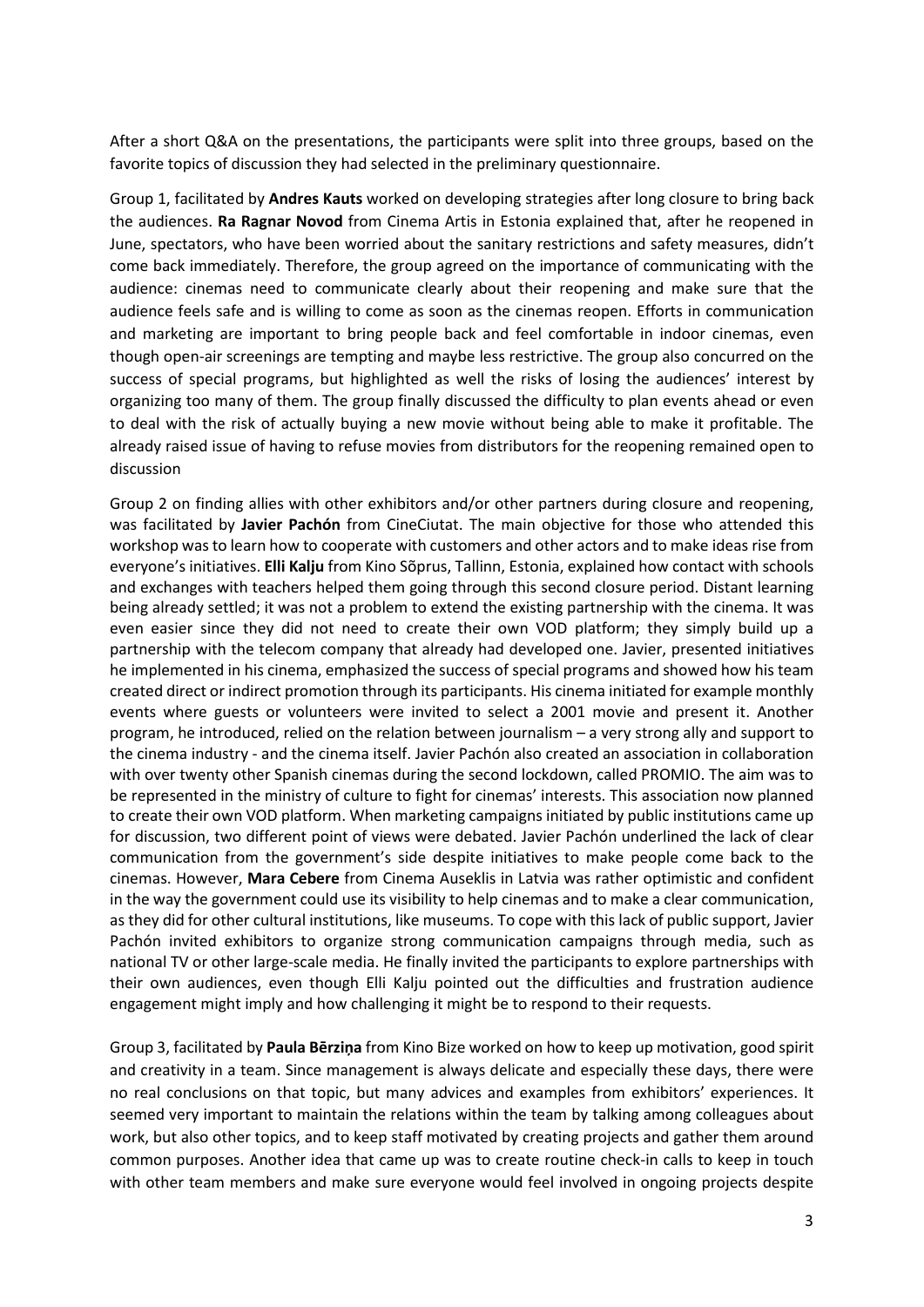After a short Q&A on the presentations, the participants were split into three groups, based on the favorite topics of discussion they had selected in the preliminary questionnaire.

Group 1, facilitated by **Andres Kauts** worked on developing strategies after long closure to bring back the audiences. **Ra Ragnar Novod** from Cinema Artis in Estonia explained that, after he reopened in June, spectators, who have been worried about the sanitary restrictions and safety measures, didn't come back immediately. Therefore, the group agreed on the importance of communicating with the audience: cinemas need to communicate clearly about their reopening and make sure that the audience feels safe and is willing to come as soon as the cinemas reopen. Efforts in communication and marketing are important to bring people back and feel comfortable in indoor cinemas, even though open-air screenings are tempting and maybe less restrictive. The group also concurred on the success of special programs, but highlighted as well the risks of losing the audiences' interest by organizing too many of them. The group finally discussed the difficulty to plan events ahead or even to deal with the risk of actually buying a new movie without being able to make it profitable. The already raised issue of having to refuse movies from distributors for the reopening remained open to discussion

Group 2 on finding allies with other exhibitors and/or other partners during closure and reopening, was facilitated by **Javier Pachón** from CineCiutat. The main objective for those who attended this workshop was to learn how to cooperate with customers and other actors and to make ideas rise from everyone's initiatives. **Elli Kalju** from Kino Sõprus, Tallinn, Estonia, explained how contact with schools and exchanges with teachers helped them going through this second closure period. Distant learning being already settled; it was not a problem to extend the existing partnership with the cinema. It was even easier since they did not need to create their own VOD platform; they simply build up a partnership with the telecom company that already had developed one. Javier, presented initiatives he implemented in his cinema, emphasized the success of special programs and showed how his team created direct or indirect promotion through its participants. His cinema initiated for example monthly events where guests or volunteers were invited to select a 2001 movie and present it. Another program, he introduced, relied on the relation between journalism – a very strong ally and support to the cinema industry - and the cinema itself. Javier Pachón also created an association in collaboration with over twenty other Spanish cinemas during the second lockdown, called PROMIO. The aim was to be represented in the ministry of culture to fight for cinemas' interests. This association now planned to create their own VOD platform. When marketing campaigns initiated by public institutions came up for discussion, two different point of views were debated. Javier Pachón underlined the lack of clear communication from the government's side despite initiatives to make people come back to the cinemas. However, **Mara Cebere** from Cinema Auseklis in Latvia was rather optimistic and confident in the way the government could use its visibility to help cinemas and to make a clear communication, as they did for other cultural institutions, like museums. To cope with this lack of public support, Javier Pachón invited exhibitors to organize strong communication campaigns through media, such as national TV or other large-scale media. He finally invited the participants to explore partnerships with their own audiences, even though Elli Kalju pointed out the difficulties and frustration audience engagement might imply and how challenging it might be to respond to their requests.

Group 3, facilitated by **Paula Bērziņa** from Kino Bize worked on how to keep up motivation, good spirit and creativity in a team. Since management is always delicate and especially these days, there were no real conclusions on that topic, but many advices and examples from exhibitors' experiences. It seemed very important to maintain the relations within the team by talking among colleagues about work, but also other topics, and to keep staff motivated by creating projects and gather them around common purposes. Another idea that came up was to create routine check-in calls to keep in touch with other team members and make sure everyone would feel involved in ongoing projects despite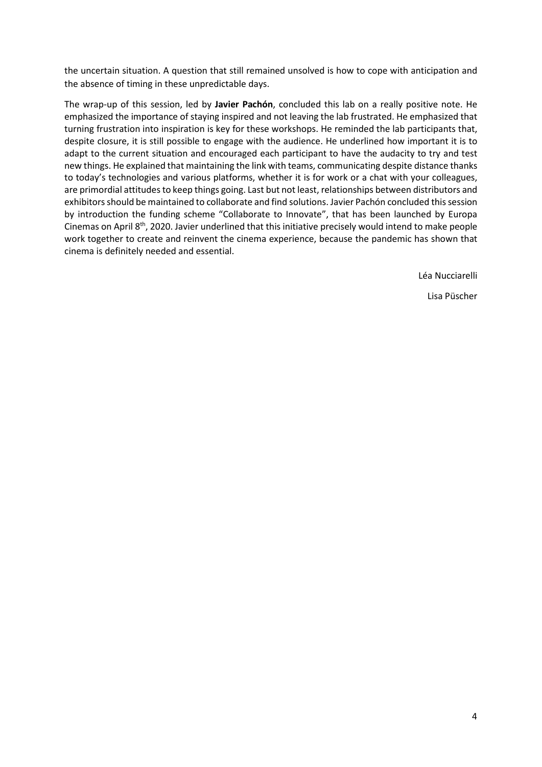the uncertain situation. A question that still remained unsolved is how to cope with anticipation and the absence of timing in these unpredictable days.

The wrap-up of this session, led by **Javier Pachón**, concluded this lab on a really positive note. He emphasized the importance of staying inspired and not leaving the lab frustrated. He emphasized that turning frustration into inspiration is key for these workshops. He reminded the lab participants that, despite closure, it is still possible to engage with the audience. He underlined how important it is to adapt to the current situation and encouraged each participant to have the audacity to try and test new things. He explained that maintaining the link with teams, communicating despite distance thanks to today's technologies and various platforms, whether it is for work or a chat with your colleagues, are primordial attitudes to keep things going. Last but not least, relationships between distributors and exhibitors should be maintained to collaborate and find solutions. Javier Pachón concluded this session by introduction the funding scheme "Collaborate to Innovate", that has been launched by Europa Cinemas on April 8th, 2020. Javier underlined that this initiative precisely would intend to make people work together to create and reinvent the cinema experience, because the pandemic has shown that cinema is definitely needed and essential.

Léa Nucciarelli

Lisa Püscher